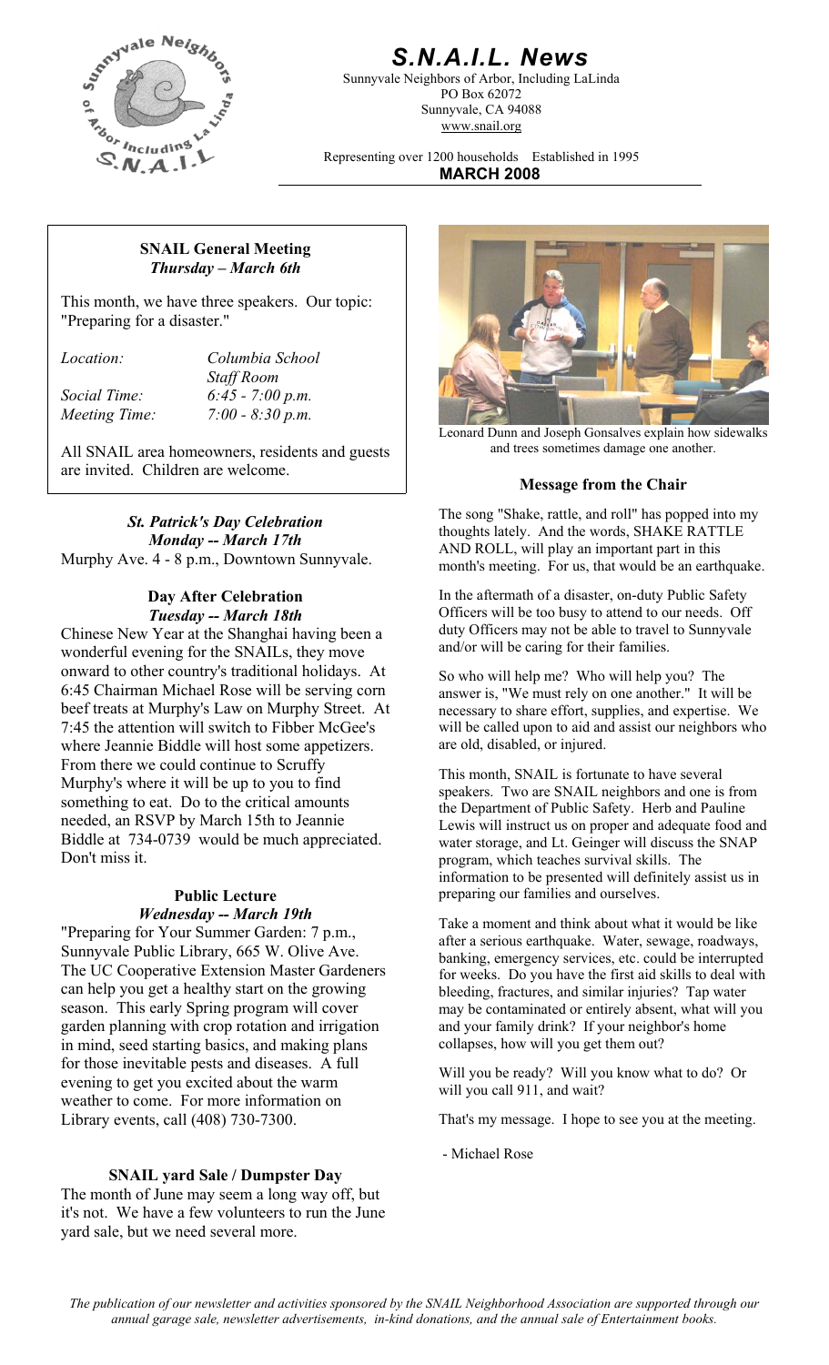# S.N.A.I.L. News

Sunnyvale Neighbors of Arbor, Including LaLinda
PO Box 62072
Sunnyvale, CA 94088
www.snail.org

Representing over 1200 households    Established in 1995

**MARCH 2008**

## SNAIL General Meeting
***Thursday – March 6th***

This month, we have three speakers. Our topic: "Preparing for a disaster."

*Location:* *Columbia School Staff Room*
*Social Time:* *6:45 - 7:00 p.m.*
*Meeting Time:* *7:00 - 8:30 p.m.*

All SNAIL area homeowners, residents and guests are invited. Children are welcome.

### *St. Patrick's Day Celebration*
***Monday -- March 17th***

Murphy Ave. 4 - 8 p.m., Downtown Sunnyvale.

### Day After Celebration
***Tuesday -- March 18th***

Chinese New Year at the Shanghai having been a wonderful evening for the SNAILs, they move onward to other country's traditional holidays. At 6:45 Chairman Michael Rose will be serving corn beef treats at Murphy's Law on Murphy Street. At 7:45 the attention will switch to Fibber McGee's where Jeannie Biddle will host some appetizers. From there we could continue to Scruffy Murphy's where it will be up to you to find something to eat. Do to the critical amounts needed, an RSVP by March 15th to Jeannie Biddle at 734-0739 would be much appreciated. Don't miss it.

### Public Lecture
***Wednesday -- March 19th***

"Preparing for Your Summer Garden: 7 p.m., Sunnyvale Public Library, 665 W. Olive Ave. The UC Cooperative Extension Master Gardeners can help you get a healthy start on the growing season. This early Spring program will cover garden planning with crop rotation and irrigation in mind, seed starting basics, and making plans for those inevitable pests and diseases. A full evening to get you excited about the warm weather to come. For more information on Library events, call (408) 730-7300.

### SNAIL yard Sale / Dumpster Day

The month of June may seem a long way off, but it's not. We have a few volunteers to run the June yard sale, but we need several more.

Leonard Dunn and Joseph Gonsalves explain how sidewalks and trees sometimes damage one another.

### Message from the Chair

The song "Shake, rattle, and roll" has popped into my thoughts lately. And the words, SHAKE RATTLE AND ROLL, will play an important part in this month's meeting. For us, that would be an earthquake.

In the aftermath of a disaster, on-duty Public Safety Officers will be too busy to attend to our needs. Off duty Officers may not be able to travel to Sunnyvale and/or will be caring for their families.

So who will help me? Who will help you? The answer is, "We must rely on one another." It will be necessary to share effort, supplies, and expertise. We will be called upon to aid and assist our neighbors who are old, disabled, or injured.

This month, SNAIL is fortunate to have several speakers. Two are SNAIL neighbors and one is from the Department of Public Safety. Herb and Pauline Lewis will instruct us on proper and adequate food and water storage, and Lt. Geinger will discuss the SNAP program, which teaches survival skills. The information to be presented will definitely assist us in preparing our families and ourselves.

Take a moment and think about what it would be like after a serious earthquake. Water, sewage, roadways, banking, emergency services, etc. could be interrupted for weeks. Do you have the first aid skills to deal with bleeding, fractures, and similar injuries? Tap water may be contaminated or entirely absent, what will you and your family drink? If your neighbor's home collapses, how will you get them out?

Will you be ready? Will you know what to do? Or will you call 911, and wait?

That's my message. I hope to see you at the meeting.

- Michael Rose

*The publication of our newsletter and activities sponsored by the SNAIL Neighborhood Association are supported through our annual garage sale, newsletter advertisements, in-kind donations, and the annual sale of Entertainment books.*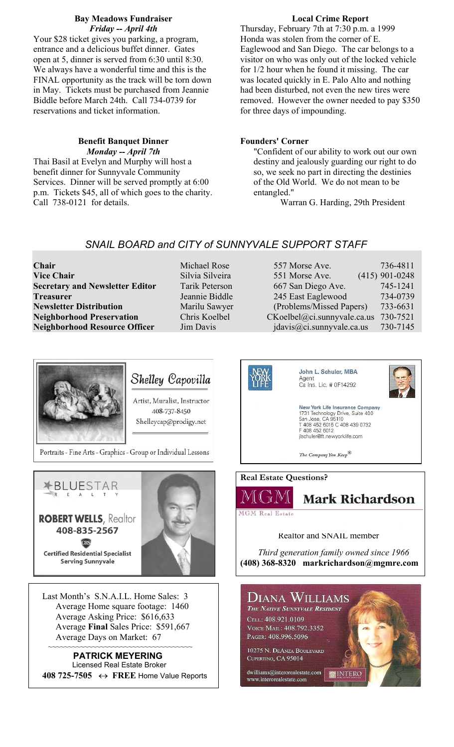### Bay Meadows Fundraiser

***Friday -- April 4th***

Your $28 ticket gives you parking, a program, entrance and a delicious buffet dinner. Gates open at 5, dinner is served from 6:30 until 8:30. We always have a wonderful time and this is the FINAL opportunity as the track will be torn down in May. Tickets must be purchased from Jeannie Biddle before March 24th. Call 734-0739 for reservations and ticket information.

### Benefit Banquet Dinner

***Monday -- April 7th***

Thai Basil at Evelyn and Murphy will host a benefit dinner for Sunnyvale Community Services. Dinner will be served promptly at 6:00 p.m. Tickets $45, all of which goes to the charity. Call 738-0121 for details.

### Local Crime Report

Thursday, February 7th at 7:30 p.m. a 1999 Honda was stolen from the corner of E. Eaglewood and San Diego. The car belongs to a visitor on who was only out of the locked vehicle for 1/2 hour when he found it missing. The car was located quickly in E. Palo Alto and nothing had been disturbed, not even the new tires were removed. However the owner needed to pay $350 for three days of impounding.

### Founders' Corner

"Confident of our ability to work out our own destiny and jealously guarding our right to do so, we seek no part in directing the destinies of the Old World. We do not mean to be entangled."

Warran G. Harding, 29th President

## *SNAIL BOARD and CITY of SUNNYVALE SUPPORT STAFF*

| | | | |
|---|---|---|---|
| **Chair** | Michael Rose | 557 Morse Ave. | 736-4811 |
| **Vice Chair** | Silvia Silveira | 551 Morse Ave. | (415) 901-0248 |
| **Secretary and Newsletter Editor** | Tarik Peterson | 667 San Diego Ave. | 745-1241 |
| **Treasurer** | Jeannie Biddle | 245 East Eaglewood | 734-0739 |
| **Newsletter Distribution** | Marilu Sawyer | (Problems/Missed Papers) | 733-6631 |
| **Neighborhood Preservation** | Chris Koelbel | CKoelbel@ci.sunnyvale.ca.us | 730-7521 |
| **Neighborhood Resource Officer** | Jim Davis | jdavis@ci.sunnyvale.ca.us | 730-7145 |

*Shelley Capovilla*

Artist, Muralist, Instructor
408-737-8450
Shelleycap@prodigy.net

Portraits - Fine Arts - Graphics - Group or Individual Lessons

NEW YORK LIFE

John L. Schuler, MBA
Agent
Ca Ins. Lic. # 0F14292

New York Life Insurance Company
1731 Technology Drive, Suite 400
San Jose, CA 95110
T 408 452 6015 C 408 439 0732
F 408 452 6012
jlschuler@ft.newyorklife.com

*The Company You Keep®*

BLUESTAR REALTY

**ROBERT WELLS**, Realtor
**408-835-2567**
CRS
**Certified Residential Specialist**
**Serving Sunnyvale**

**Real Estate Questions?**

MGM **Mark Richardson**
MGM Real Estate

Realtor and SNAIL member

*Third generation family owned since 1966*
**(408) 368-8320 markrichardson@mgmre.com**

Last Month's S.N.A.I.L. Home Sales: 3
Average Home square footage: 1460
Average Asking Price: $616,633
Average **Final** Sales Price: $591,667
Average Days on Market: 67

**PATRICK MEYERING**
Licensed Real Estate Broker
**408 725-7505** ↔ **FREE** Home Value Reports

DIANA WILLIAMS
*THE NATIVE SUNNYVALE RESIDENT*
CELL: 408.921.0109
VOICE MAIL: 408.792.3352
PAGER: 408.996.5096

10275 N. DEANZA BOULEVARD
CUPERTINO, CA 95014

dwilliams@interorealestate.com
www.interorealestate.com
INTERO